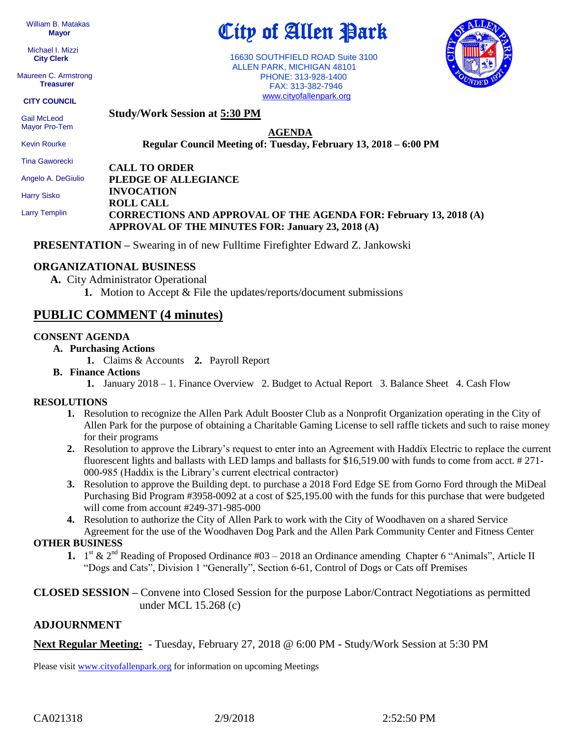William B. Matakas
**Mayor**

Michael I. Mizzi
**City Clerk**

Maureen C. Armstrong
**Treasurer**

**CITY COUNCIL**

Gail McLeod
Mayor Pro-Tem

Kevin Rourke

Tina Gaworecki

Angelo A. DeGiulio

Harry Sisko

Larry Templin

# City of Allen Park

16630 SOUTHFIELD ROAD Suite 3100
ALLEN PARK, MICHIGAN 48101
PHONE: 313-928-1400
FAX: 313-382-7946
www.cityofallenpark.org

**Study/Work Session at 5:30 PM**

**AGENDA**
**Regular Council Meeting of: Tuesday, February 13, 2018 – 6:00 PM**

**CALL TO ORDER**
**PLEDGE OF ALLEGIANCE**
**INVOCATION**
**ROLL CALL**
**CORRECTIONS AND APPROVAL OF THE AGENDA FOR: February 13, 2018 (A)**
**APPROVAL OF THE MINUTES FOR: January 23, 2018 (A)**

**PRESENTATION –** Swearing in of new Fulltime Firefighter Edward Z. Jankowski

## ORGANIZATIONAL BUSINESS

**A.** City Administrator Operational
  **1.** Motion to Accept & File the updates/reports/document submissions

## PUBLIC COMMENT (4 minutes)

### CONSENT AGENDA

**A. Purchasing Actions**
  **1.** Claims & Accounts  **2.** Payroll Report

**B. Finance Actions**
  **1.** January 2018 – 1. Finance Overview 2. Budget to Actual Report 3. Balance Sheet 4. Cash Flow

### RESOLUTIONS

1. Resolution to recognize the Allen Park Adult Booster Club as a Nonprofit Organization operating in the City of Allen Park for the purpose of obtaining a Charitable Gaming License to sell raffle tickets and such to raise money for their programs
2. Resolution to approve the Library's request to enter into an Agreement with Haddix Electric to replace the current fluorescent lights and ballasts with LED lamps and ballasts for $16,519.00 with funds to come from acct. # 271-000-985 (Haddix is the Library's current electrical contractor)
3. Resolution to approve the Building dept. to purchase a 2018 Ford Edge SE from Gorno Ford through the MiDeal Purchasing Bid Program #3958-0092 at a cost of $25,195.00 with the funds for this purchase that were budgeted will come from account #249-371-985-000
4. Resolution to authorize the City of Allen Park to work with the City of Woodhaven on a shared Service Agreement for the use of the Woodhaven Dog Park and the Allen Park Community Center and Fitness Center

### OTHER BUSINESS

1. 1st & 2nd Reading of Proposed Ordinance #03 – 2018 an Ordinance amending Chapter 6 "Animals", Article II "Dogs and Cats", Division 1 "Generally", Section 6-61, Control of Dogs or Cats off Premises

**CLOSED SESSION –** Convene into Closed Session for the purpose Labor/Contract Negotiations as permitted under MCL 15.268 (c)

### ADJOURNMENT

**Next Regular Meeting:** - Tuesday, February 27, 2018 @ 6:00 PM - Study/Work Session at 5:30 PM

Please visit www.cityofallenpark.org for information on upcoming Meetings

CA021318 2/9/2018 2:52:50 PM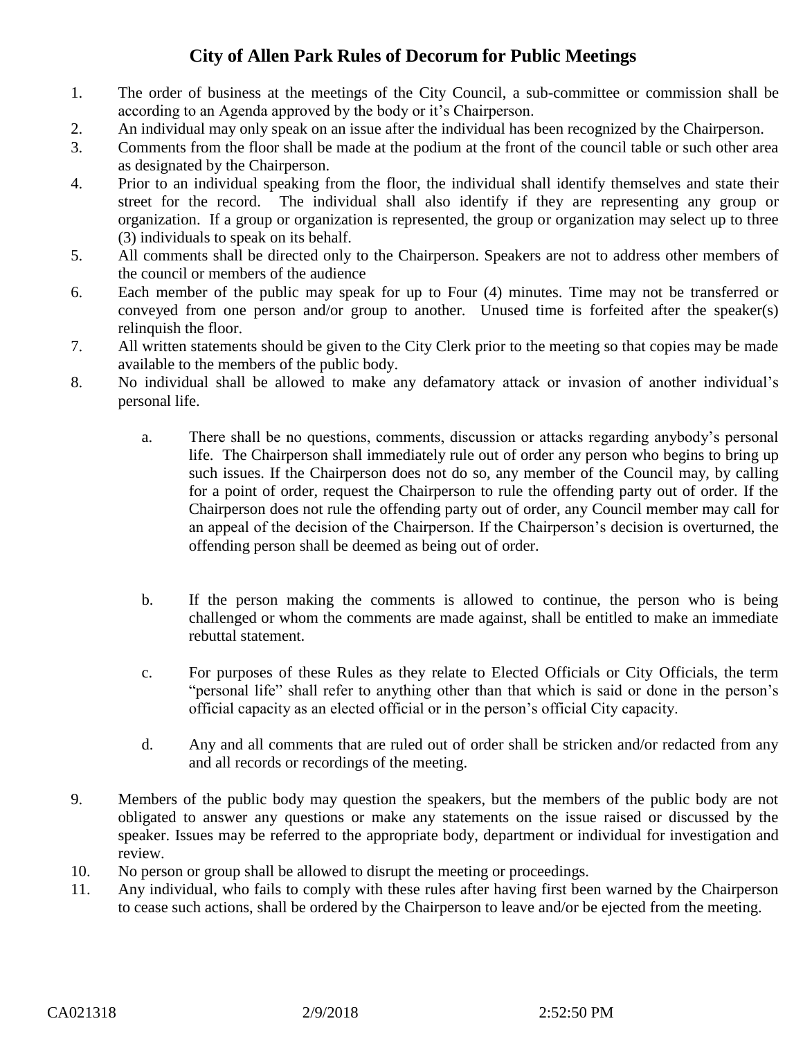# City of Allen Park Rules of Decorum for Public Meetings

1. The order of business at the meetings of the City Council, a sub-committee or commission shall be according to an Agenda approved by the body or it's Chairperson.
2. An individual may only speak on an issue after the individual has been recognized by the Chairperson.
3. Comments from the floor shall be made at the podium at the front of the council table or such other area as designated by the Chairperson.
4. Prior to an individual speaking from the floor, the individual shall identify themselves and state their street for the record. The individual shall also identify if they are representing any group or organization. If a group or organization is represented, the group or organization may select up to three (3) individuals to speak on its behalf.
5. All comments shall be directed only to the Chairperson. Speakers are not to address other members of the council or members of the audience
6. Each member of the public may speak for up to Four (4) minutes. Time may not be transferred or conveyed from one person and/or group to another. Unused time is forfeited after the speaker(s) relinquish the floor.
7. All written statements should be given to the City Clerk prior to the meeting so that copies may be made available to the members of the public body.
8. No individual shall be allowed to make any defamatory attack or invasion of another individual's personal life.

    a. There shall be no questions, comments, discussion or attacks regarding anybody's personal life. The Chairperson shall immediately rule out of order any person who begins to bring up such issues. If the Chairperson does not do so, any member of the Council may, by calling for a point of order, request the Chairperson to rule the offending party out of order. If the Chairperson does not rule the offending party out of order, any Council member may call for an appeal of the decision of the Chairperson. If the Chairperson's decision is overturned, the offending person shall be deemed as being out of order.

    b. If the person making the comments is allowed to continue, the person who is being challenged or whom the comments are made against, shall be entitled to make an immediate rebuttal statement.

    c. For purposes of these Rules as they relate to Elected Officials or City Officials, the term "personal life" shall refer to anything other than that which is said or done in the person's official capacity as an elected official or in the person's official City capacity.

    d. Any and all comments that are ruled out of order shall be stricken and/or redacted from any and all records or recordings of the meeting.

9. Members of the public body may question the speakers, but the members of the public body are not obligated to answer any questions or make any statements on the issue raised or discussed by the speaker. Issues may be referred to the appropriate body, department or individual for investigation and review.
10. No person or group shall be allowed to disrupt the meeting or proceedings.
11. Any individual, who fails to comply with these rules after having first been warned by the Chairperson to cease such actions, shall be ordered by the Chairperson to leave and/or be ejected from the meeting.

CA021318 2/9/2018 2:52:50 PM